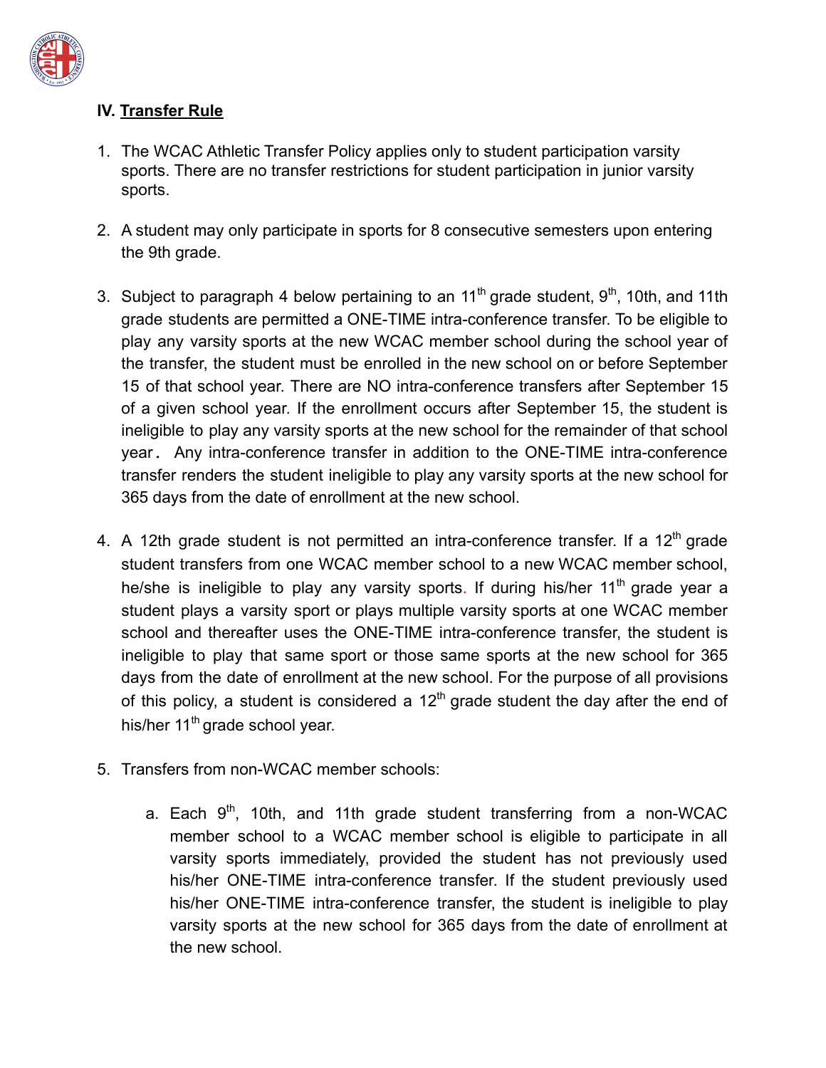## IV. Transfer Rule

1. The WCAC Athletic Transfer Policy applies only to student participation varsity sports. There are no transfer restrictions for student participation in junior varsity sports.

2. A student may only participate in sports for 8 consecutive semesters upon entering the 9th grade.

3. Subject to paragraph 4 below pertaining to an 11th grade student, 9th, 10th, and 11th grade students are permitted a ONE-TIME intra-conference transfer. To be eligible to play any varsity sports at the new WCAC member school during the school year of the transfer, the student must be enrolled in the new school on or before September 15 of that school year. There are NO intra-conference transfers after September 15 of a given school year. If the enrollment occurs after September 15, the student is ineligible to play any varsity sports at the new school for the remainder of that school year. Any intra-conference transfer in addition to the ONE-TIME intra-conference transfer renders the student ineligible to play any varsity sports at the new school for 365 days from the date of enrollment at the new school.

4. A 12th grade student is not permitted an intra-conference transfer. If a 12th grade student transfers from one WCAC member school to a new WCAC member school, he/she is ineligible to play any varsity sports. If during his/her 11th grade year a student plays a varsity sport or plays multiple varsity sports at one WCAC member school and thereafter uses the ONE-TIME intra-conference transfer, the student is ineligible to play that same sport or those same sports at the new school for 365 days from the date of enrollment at the new school. For the purpose of all provisions of this policy, a student is considered a 12th grade student the day after the end of his/her 11th grade school year.

5. Transfers from non-WCAC member schools:

   a. Each 9th, 10th, and 11th grade student transferring from a non-WCAC member school to a WCAC member school is eligible to participate in all varsity sports immediately, provided the student has not previously used his/her ONE-TIME intra-conference transfer. If the student previously used his/her ONE-TIME intra-conference transfer, the student is ineligible to play varsity sports at the new school for 365 days from the date of enrollment at the new school.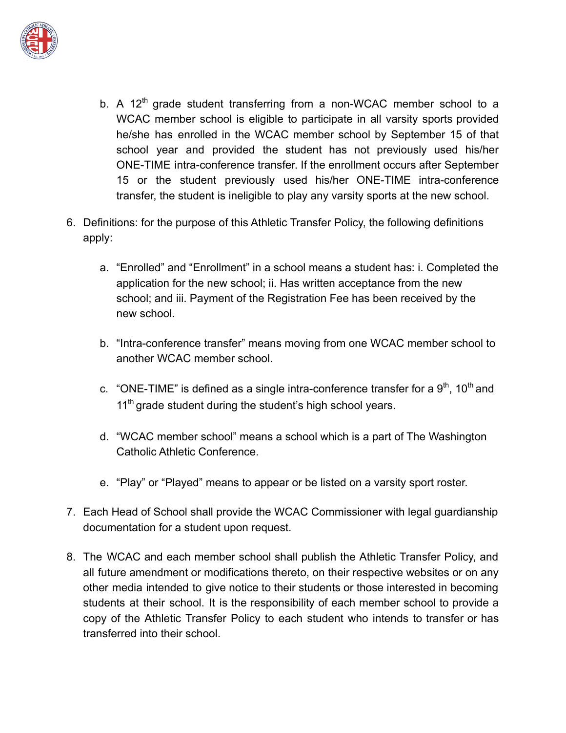b. A 12th grade student transferring from a non-WCAC member school to a WCAC member school is eligible to participate in all varsity sports provided he/she has enrolled in the WCAC member school by September 15 of that school year and provided the student has not previously used his/her ONE-TIME intra-conference transfer. If the enrollment occurs after September 15 or the student previously used his/her ONE-TIME intra-conference transfer, the student is ineligible to play any varsity sports at the new school.

6. Definitions: for the purpose of this Athletic Transfer Policy, the following definitions apply:

   a. "Enrolled" and "Enrollment" in a school means a student has: i. Completed the application for the new school; ii. Has written acceptance from the new school; and iii. Payment of the Registration Fee has been received by the new school.

   b. "Intra-conference transfer" means moving from one WCAC member school to another WCAC member school.

   c. "ONE-TIME" is defined as a single intra-conference transfer for a 9th, 10th and 11th grade student during the student's high school years.

   d. "WCAC member school" means a school which is a part of The Washington Catholic Athletic Conference.

   e. "Play" or "Played" means to appear or be listed on a varsity sport roster.

7. Each Head of School shall provide the WCAC Commissioner with legal guardianship documentation for a student upon request.

8. The WCAC and each member school shall publish the Athletic Transfer Policy, and all future amendment or modifications thereto, on their respective websites or on any other media intended to give notice to their students or those interested in becoming students at their school. It is the responsibility of each member school to provide a copy of the Athletic Transfer Policy to each student who intends to transfer or has transferred into their school.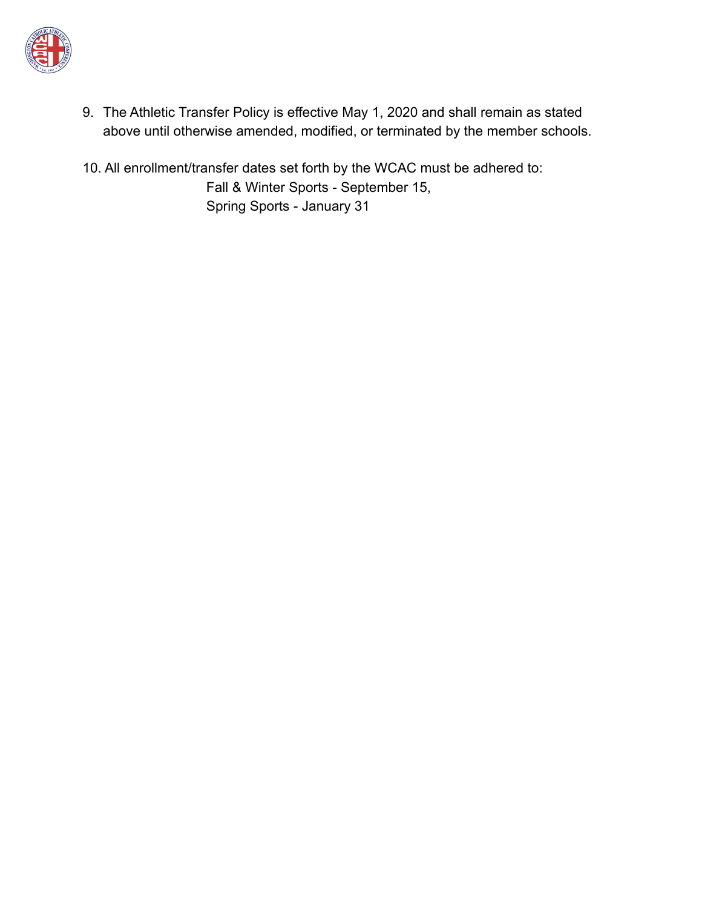9. The Athletic Transfer Policy is effective May 1, 2020 and shall remain as stated above until otherwise amended, modified, or terminated by the member schools.

10. All enrollment/transfer dates set forth by the WCAC must be adhered to:
    Fall & Winter Sports - September 15,
    Spring Sports - January 31